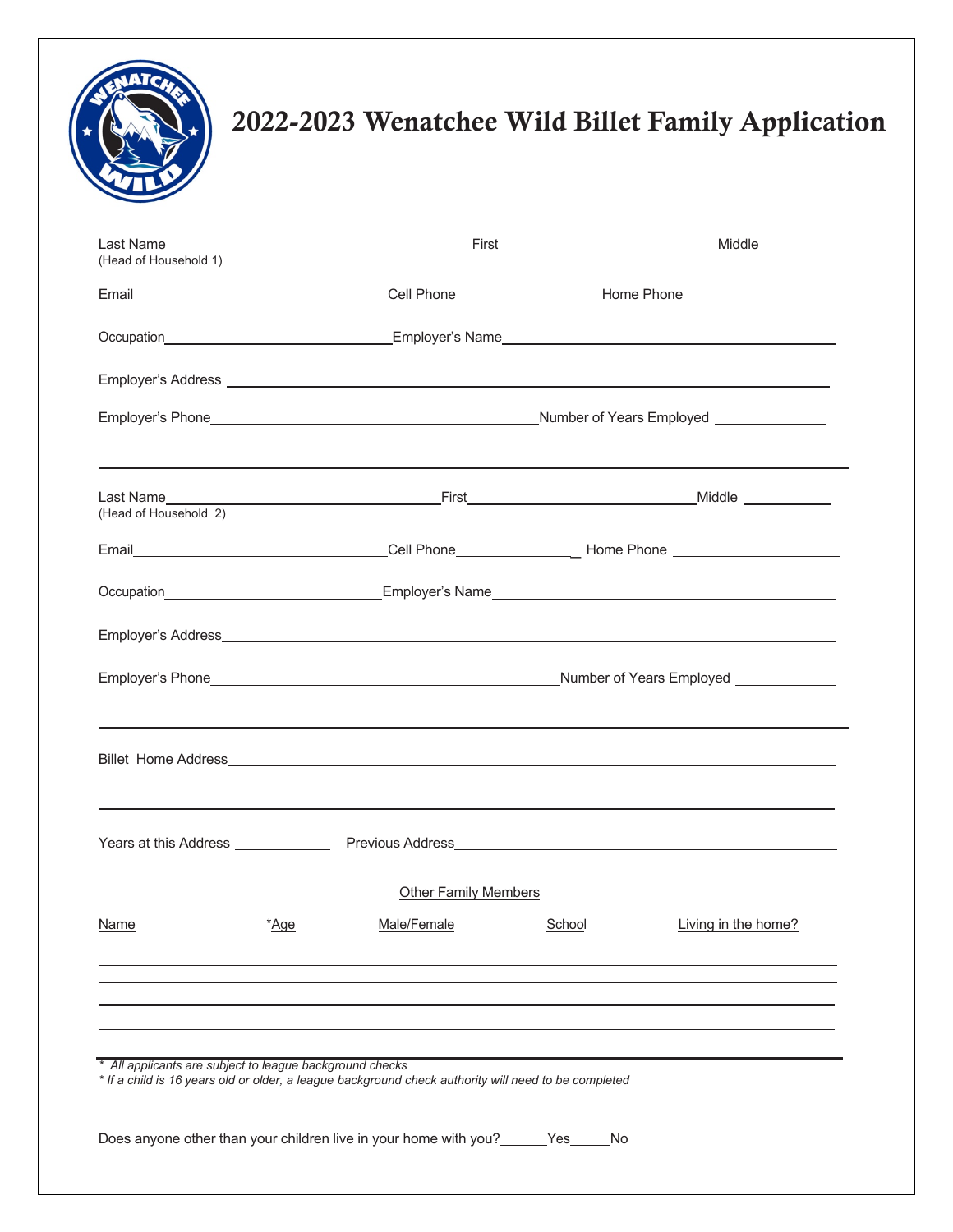# 2022-2023 Wenatchee Wild Billet Family Application

Last Name\_\_\_\_\_\_\_\_\_\_\_\_\_\_\_\_\_\_\_\_\_\_\_\_\_\_\_\_\_\_ First\_\_\_\_\_\_\_\_\_\_\_\_\_\_\_\_\_\_\_\_\_\_\_\_ Middle\_\_\_\_\_\_\_\_\_\_
(Head of Household 1)

Email\_\_\_\_\_\_\_\_\_\_\_\_\_\_\_\_\_\_\_\_\_\_\_\_\_\_\_\_ Cell Phone\_\_\_\_\_\_\_\_\_\_\_\_\_\_\_\_ Home Phone \_\_\_\_\_\_\_\_\_\_\_\_\_\_\_\_

Occupation\_\_\_\_\_\_\_\_\_\_\_\_\_\_\_\_\_\_\_\_\_\_\_\_\_\_ Employer's Name\_\_\_\_\_\_\_\_\_\_\_\_\_\_\_\_\_\_\_\_\_\_\_\_\_\_\_\_\_\_\_\_\_\_\_\_\_

Employer's Address \_\_\_\_\_\_\_\_\_\_\_\_\_\_\_\_\_\_\_\_\_\_\_\_\_\_\_\_\_\_\_\_\_\_\_\_\_\_\_\_\_\_\_\_\_\_\_\_\_\_\_\_\_\_\_\_\_\_\_\_\_\_\_\_\_\_

Employer's Phone\_\_\_\_\_\_\_\_\_\_\_\_\_\_\_\_\_\_\_\_\_\_\_\_\_\_\_\_\_\_\_\_\_\_\_\_\_\_ Number of Years Employed \_\_\_\_\_\_\_\_\_\_\_\_

---

Last Name\_\_\_\_\_\_\_\_\_\_\_\_\_\_\_\_\_\_\_\_\_\_\_\_\_\_\_\_\_\_ First\_\_\_\_\_\_\_\_\_\_\_\_\_\_\_\_\_\_\_\_\_\_\_\_ Middle \_\_\_\_\_\_\_\_\_\_
(Head of Household 2)

Email\_\_\_\_\_\_\_\_\_\_\_\_\_\_\_\_\_\_\_\_\_\_\_\_\_\_\_\_ Cell Phone\_\_\_\_\_\_\_\_\_\_\_\_\_\_\_\_ Home Phone \_\_\_\_\_\_\_\_\_\_\_\_\_\_\_\_

Occupation\_\_\_\_\_\_\_\_\_\_\_\_\_\_\_\_\_\_\_\_\_\_\_\_\_\_ Employer's Name\_\_\_\_\_\_\_\_\_\_\_\_\_\_\_\_\_\_\_\_\_\_\_\_\_\_\_\_\_\_\_\_\_\_\_\_\_

Employer's Address\_\_\_\_\_\_\_\_\_\_\_\_\_\_\_\_\_\_\_\_\_\_\_\_\_\_\_\_\_\_\_\_\_\_\_\_\_\_\_\_\_\_\_\_\_\_\_\_\_\_\_\_\_\_\_\_\_\_\_\_\_\_\_\_\_\_

Employer's Phone\_\_\_\_\_\_\_\_\_\_\_\_\_\_\_\_\_\_\_\_\_\_\_\_\_\_\_\_\_\_\_\_\_\_\_\_\_\_ Number of Years Employed \_\_\_\_\_\_\_\_\_\_\_\_

---

Billet Home Address\_\_\_\_\_\_\_\_\_\_\_\_\_\_\_\_\_\_\_\_\_\_\_\_\_\_\_\_\_\_\_\_\_\_\_\_\_\_\_\_\_\_\_\_\_\_\_\_\_\_\_\_\_\_\_\_\_\_\_\_\_\_\_\_\_\_\_

\_\_\_\_\_\_\_\_\_\_\_\_\_\_\_\_\_\_\_\_\_\_\_\_\_\_\_\_\_\_\_\_\_\_\_\_\_\_\_\_\_\_\_\_\_\_\_\_\_\_\_\_\_\_\_\_\_\_\_\_\_\_\_\_\_\_\_\_\_\_\_\_\_\_\_\_\_\_\_\_\_\_\_\_\_\_\_

Years at this Address \_\_\_\_\_\_\_\_\_\_ Previous Address\_\_\_\_\_\_\_\_\_\_\_\_\_\_\_\_\_\_\_\_\_\_\_\_\_\_\_\_\_\_\_\_\_\_\_\_\_\_\_\_\_\_\_\_\_

**Other Family Members**

| Name | *Age | Male/Female | School | Living in the home? |
|---|---|---|---|---|
| | | | | |
| | | | | |
| | | | | |
| | | | | |

*\* All applicants are subject to league background checks*
*\* If a child is 16 years old or older, a league background check authority will need to be completed*

Does anyone other than your children live in your home with you?\_\_\_\_\_Yes\_\_\_\_\_No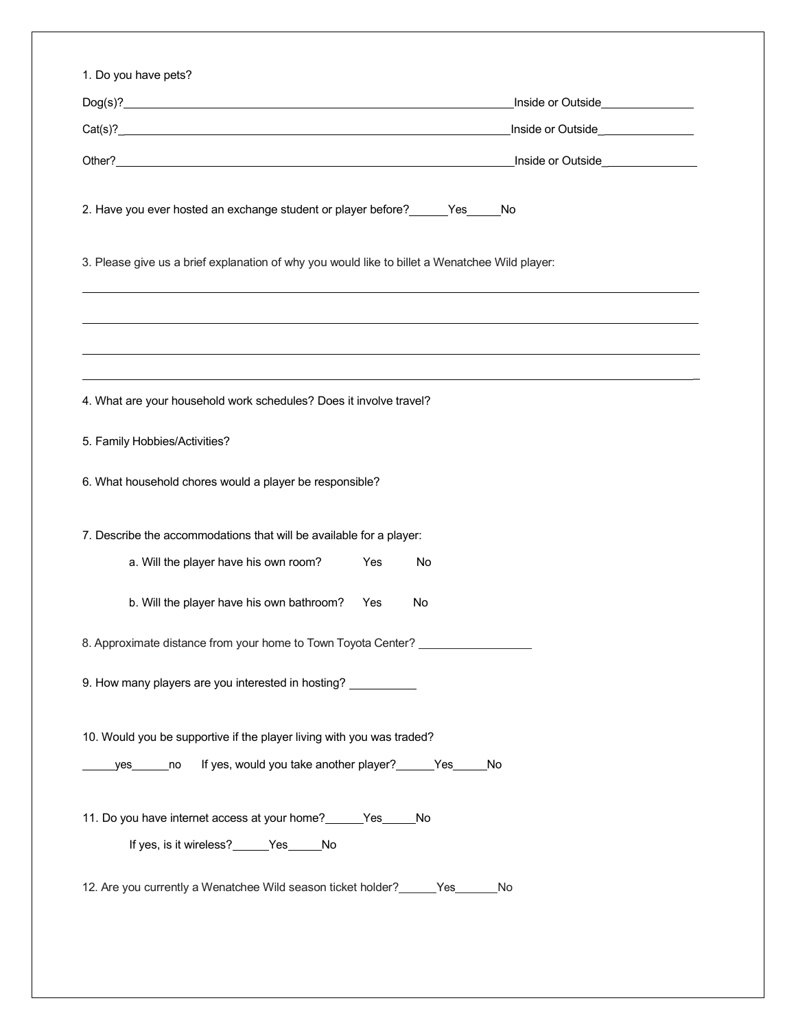1. Do you have pets?

Dog(s)?_______________________________________________________________Inside or Outside______________

Cat(s)?_______________________________________________________________Inside or Outside______________

Other?_______________________________________________________________Inside or Outside______________

2. Have you ever hosted an exchange student or player before?______Yes_____No

3. Please give us a brief explanation of why you would like to billet a Wenatchee Wild player:

_____________________________________________________________________________________________

_____________________________________________________________________________________________

_____________________________________________________________________________________________

_____________________________________________________________________________________________

4. What are your household work schedules? Does it involve travel?

5. Family Hobbies/Activities?

6. What household chores would a player be responsible?

7. Describe the accommodations that will be available for a player:

   a. Will the player have his own room? Yes No

   b. Will the player have his own bathroom? Yes No

8. Approximate distance from your home to Town Toyota Center? _________________

9. How many players are you interested in hosting? __________

10. Would you be supportive if the player living with you was traded?

_____yes______no If yes, would you take another player?______Yes_____No

11. Do you have internet access at your home?______Yes_____No

   If yes, is it wireless?______Yes_____No

12. Are you currently a Wenatchee Wild season ticket holder?______Yes_______No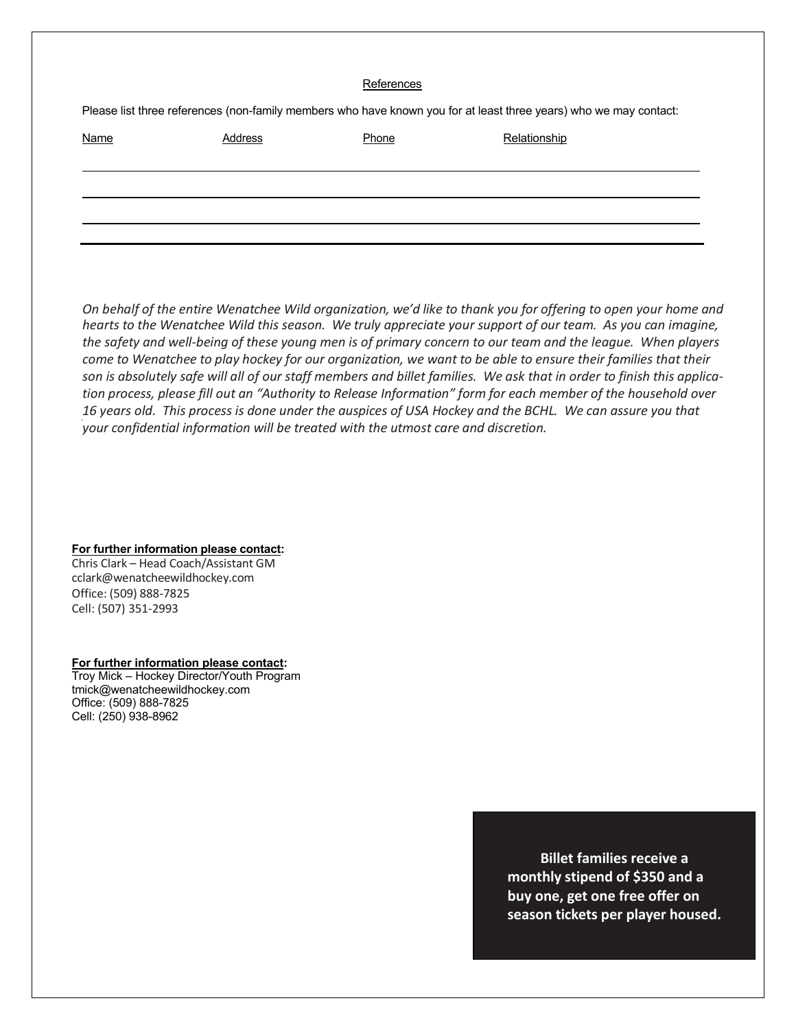## References

Please list three references (non-family members who have known you for at least three years) who we may contact:

| Name | Address | Phone | Relationship |
|---|---|---|---|
| | | | |
| | | | |
| | | | |

*On behalf of the entire Wenatchee Wild organization, we'd like to thank you for offering to open your home and hearts to the Wenatchee Wild this season. We truly appreciate your support of our team. As you can imagine, the safety and well-being of these young men is of primary concern to our team and the league. When players come to Wenatchee to play hockey for our organization, we want to be able to ensure their families that their son is absolutely safe will all of our staff members and billet families. We ask that in order to finish this application process, please fill out an "Authority to Release Information" form for each member of the household over 16 years old. This process is done under the auspices of USA Hockey and the BCHL. We can assure you that your confidential information will be treated with the utmost care and discretion.*

**For further information please contact:**
Chris Clark – Head Coach/Assistant GM
cclark@wenatcheewildhockey.com
Office: (509) 888-7825
Cell: (507) 351-2993

**For further information please contact:**
Troy Mick – Hockey Director/Youth Program
tmick@wenatcheewildhockey.com
Office: (509) 888-7825
Cell: (250) 938-8962

**Billet families receive a monthly stipend of $350 and a buy one, get one free offer on season tickets per player housed.**